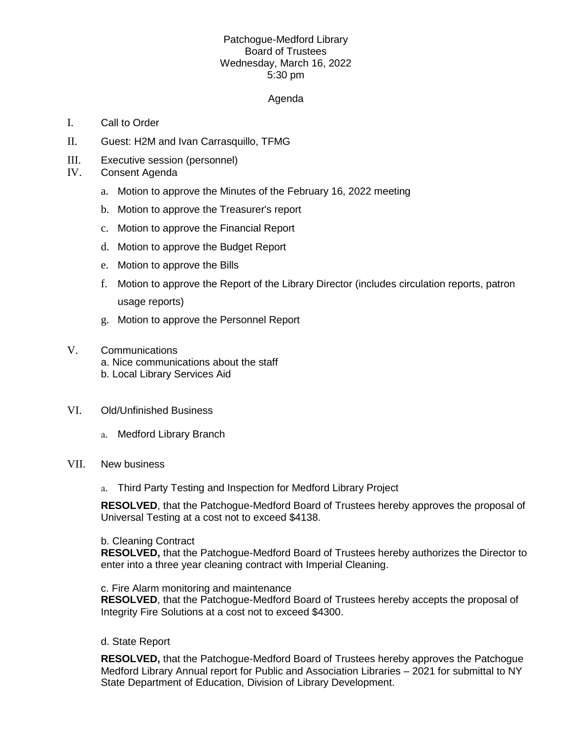Patchogue-Medford Library
Board of Trustees
Wednesday, March 16, 2022
5:30 pm

Agenda

I. Call to Order

II. Guest: H2M and Ivan Carrasquillo, TFMG

III. Executive session (personnel)

IV. Consent Agenda

   a. Motion to approve the Minutes of the February 16, 2022 meeting
   b. Motion to approve the Treasurer's report
   c. Motion to approve the Financial Report
   d. Motion to approve the Budget Report
   e. Motion to approve the Bills
   f. Motion to approve the Report of the Library Director (includes circulation reports, patron usage reports)
   g. Motion to approve the Personnel Report

V. Communications

   a. Nice communications about the staff
   b. Local Library Services Aid

VI. Old/Unfinished Business

   a. Medford Library Branch

VII. New business

   a. Third Party Testing and Inspection for Medford Library Project

   **RESOLVED**, that the Patchogue-Medford Board of Trustees hereby approves the proposal of Universal Testing at a cost not to exceed $4138.

   b. Cleaning Contract

   **RESOLVED,** that the Patchogue-Medford Board of Trustees hereby authorizes the Director to enter into a three year cleaning contract with Imperial Cleaning.

   c. Fire Alarm monitoring and maintenance

   **RESOLVED**, that the Patchogue-Medford Board of Trustees hereby accepts the proposal of Integrity Fire Solutions at a cost not to exceed $4300.

   d. State Report

   **RESOLVED,** that the Patchogue-Medford Board of Trustees hereby approves the Patchogue Medford Library Annual report for Public and Association Libraries – 2021 for submittal to NY State Department of Education, Division of Library Development.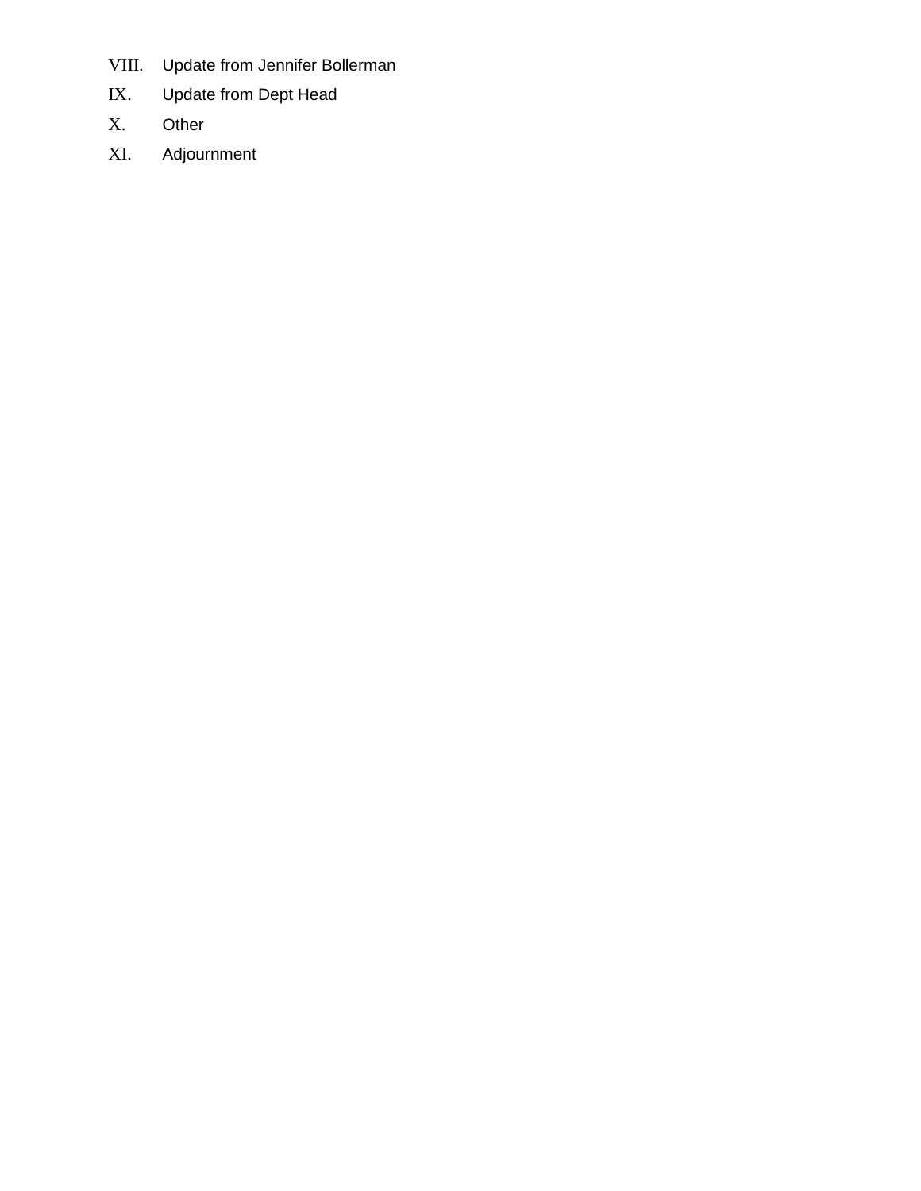VIII. Update from Jennifer Bollerman

IX. Update from Dept Head

X. Other

XI. Adjournment